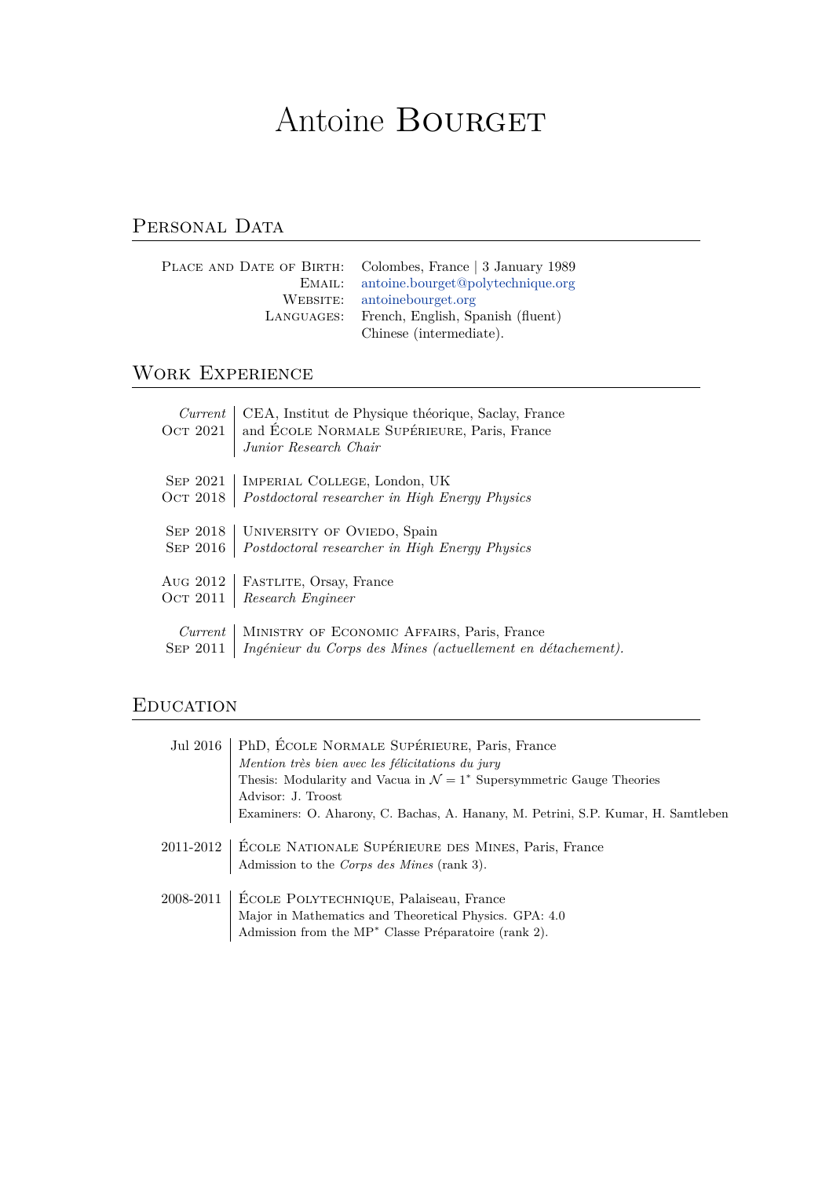# Antoine Bourget

## Personal Data

| | |
|---|---|
| Place and Date of Birth: | Colombes, France \| 3 January 1989 |
| Email: | antoine.bourget@polytechnique.org |
| Website: | antoinebourget.org |
| Languages: | French, English, Spanish (fluent) Chinese (intermediate). |

## Work Experience

*Current* – Oct 2021
CEA, Institut de Physique théorique, Saclay, France
and École Normale Supérieure, Paris, France
*Junior Research Chair*

Sep 2021 – Oct 2018
Imperial College, London, UK
*Postdoctoral researcher in High Energy Physics*

Sep 2018 – Sep 2016
University of Oviedo, Spain
*Postdoctoral researcher in High Energy Physics*

Aug 2012 – Oct 2011
Fastlite, Orsay, France
*Research Engineer*

*Current* – Sep 2011
Ministry of Economic Affairs, Paris, France
*Ingénieur du Corps des Mines (actuellement en détachement).*

## Education

Jul 2016
PhD, École Normale Supérieure, Paris, France
*Mention très bien avec les félicitations du jury*
Thesis: Modularity and Vacua in $\mathcal{N} = 1^*$ Supersymmetric Gauge Theories
Advisor: J. Troost
Examiners: O. Aharony, C. Bachas, A. Hanany, M. Petrini, S.P. Kumar, H. Samtleben

2011-2012
École Nationale Supérieure des Mines, Paris, France
Admission to the *Corps des Mines* (rank 3).

2008-2011
École Polytechnique, Palaiseau, France
Major in Mathematics and Theoretical Physics. GPA: 4.0
Admission from the MP$^*$ Classe Préparatoire (rank 2).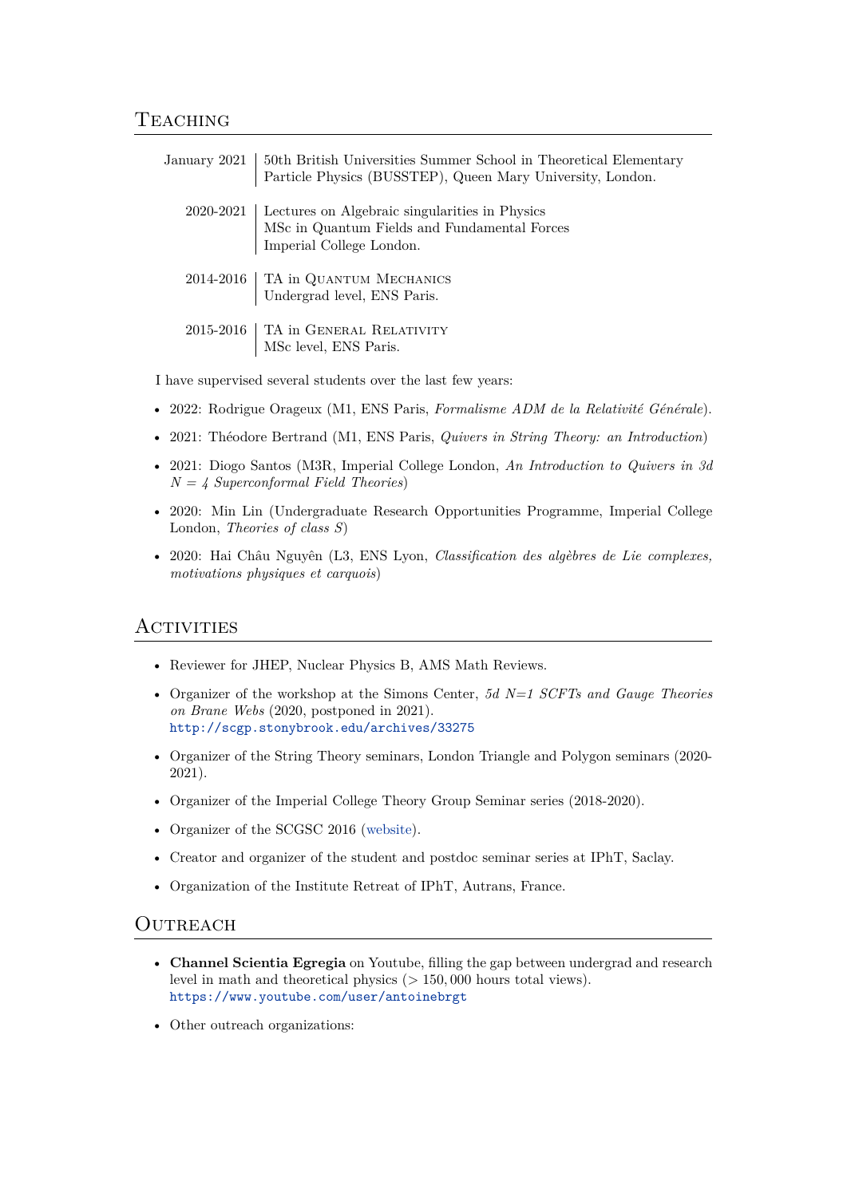## Teaching

| | |
|---|---|
| January 2021 | 50th British Universities Summer School in Theoretical Elementary Particle Physics (BUSSTEP), Queen Mary University, London. |
| 2020-2021 | Lectures on Algebraic singularities in Physics<br>MSc in Quantum Fields and Fundamental Forces<br>Imperial College London. |
| 2014-2016 | TA in Quantum Mechanics<br>Undergrad level, ENS Paris. |
| 2015-2016 | TA in General Relativity<br>MSc level, ENS Paris. |

I have supervised several students over the last few years:

- 2022: Rodrigue Orageux (M1, ENS Paris, *Formalisme ADM de la Relativité Générale*).
- 2021: Théodore Bertrand (M1, ENS Paris, *Quivers in String Theory: an Introduction*)
- 2021: Diogo Santos (M3R, Imperial College London, *An Introduction to Quivers in 3d $N = 4$ Superconformal Field Theories*)
- 2020: Min Lin (Undergraduate Research Opportunities Programme, Imperial College London, *Theories of class S*)
- 2020: Hai Châu Nguyên (L3, ENS Lyon, *Classification des algèbres de Lie complexes, motivations physiques et carquois*)

## Activities

- Reviewer for JHEP, Nuclear Physics B, AMS Math Reviews.
- Organizer of the workshop at the Simons Center, *5d N=1 SCFTs and Gauge Theories on Brane Webs* (2020, postponed in 2021).
  http://scgp.stonybrook.edu/archives/33275
- Organizer of the String Theory seminars, London Triangle and Polygon seminars (2020-2021).
- Organizer of the Imperial College Theory Group Seminar series (2018-2020).
- Organizer of the SCGSC 2016 (website).
- Creator and organizer of the student and postdoc seminar series at IPhT, Saclay.
- Organization of the Institute Retreat of IPhT, Autrans, France.

## Outreach

- **Channel Scientia Egregia** on Youtube, filling the gap between undergrad and research level in math and theoretical physics ($> 150,000$ hours total views).
  https://www.youtube.com/user/antoinebrgt
- Other outreach organizations: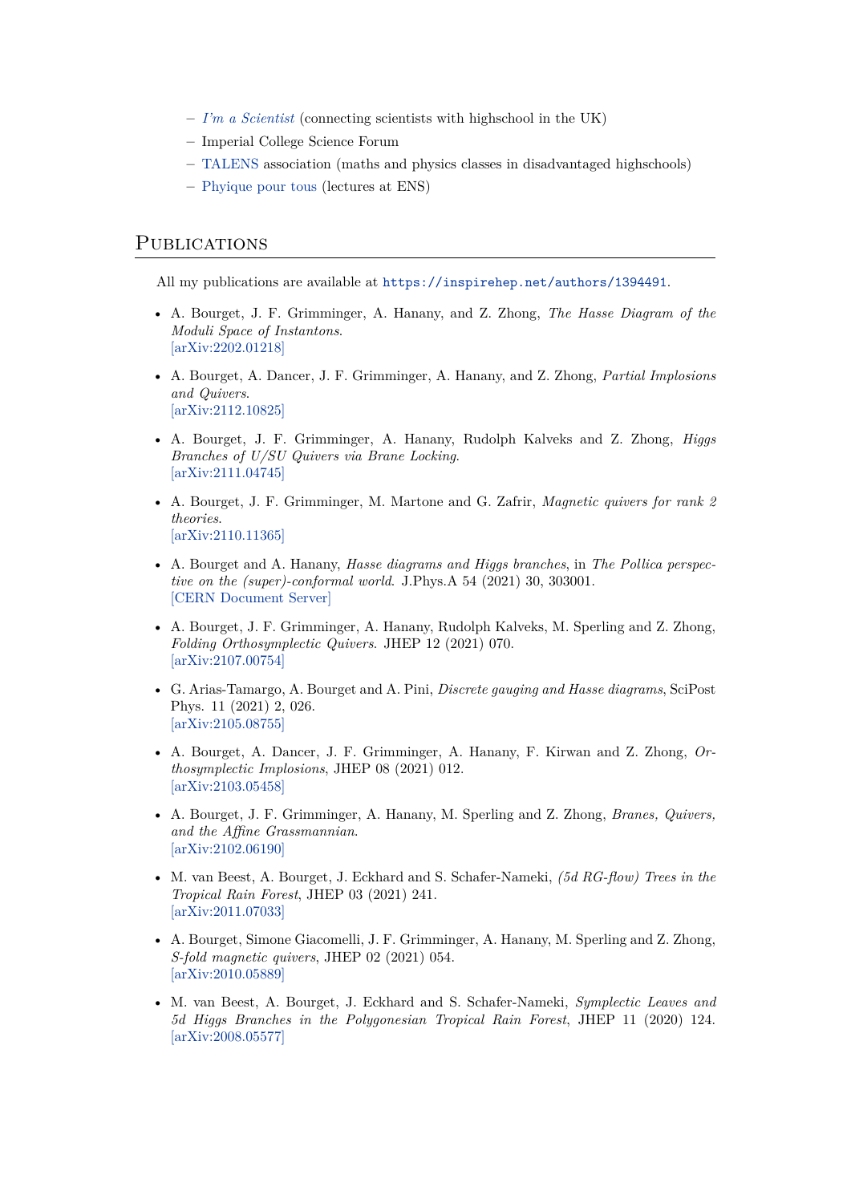- *I'm a Scientist* (connecting scientists with highschool in the UK)
- Imperial College Science Forum
- TALENS association (maths and physics classes in disadvantaged highschools)
- Phyique pour tous (lectures at ENS)

## Publications

All my publications are available at `https://inspirehep.net/authors/1394491`.

- A. Bourget, J. F. Grimminger, A. Hanany, and Z. Zhong, *The Hasse Diagram of the Moduli Space of Instantons*.
  [arXiv:2202.01218]

- A. Bourget, A. Dancer, J. F. Grimminger, A. Hanany, and Z. Zhong, *Partial Implosions and Quivers*.
  [arXiv:2112.10825]

- A. Bourget, J. F. Grimminger, A. Hanany, Rudolph Kalveks and Z. Zhong, *Higgs Branches of U/SU Quivers via Brane Locking*.
  [arXiv:2111.04745]

- A. Bourget, J. F. Grimminger, M. Martone and G. Zafrir, *Magnetic quivers for rank 2 theories*.
  [arXiv:2110.11365]

- A. Bourget and A. Hanany, *Hasse diagrams and Higgs branches*, in *The Pollica perspective on the (super)-conformal world*. J.Phys.A 54 (2021) 30, 303001.
  [CERN Document Server]

- A. Bourget, J. F. Grimminger, A. Hanany, Rudolph Kalveks, M. Sperling and Z. Zhong, *Folding Orthosymplectic Quivers*. JHEP 12 (2021) 070.
  [arXiv:2107.00754]

- G. Arias-Tamargo, A. Bourget and A. Pini, *Discrete gauging and Hasse diagrams*, SciPost Phys. 11 (2021) 2, 026.
  [arXiv:2105.08755]

- A. Bourget, A. Dancer, J. F. Grimminger, A. Hanany, F. Kirwan and Z. Zhong, *Orthosymplectic Implosions*, JHEP 08 (2021) 012.
  [arXiv:2103.05458]

- A. Bourget, J. F. Grimminger, A. Hanany, M. Sperling and Z. Zhong, *Branes, Quivers, and the Affine Grassmannian*.
  [arXiv:2102.06190]

- M. van Beest, A. Bourget, J. Eckhard and S. Schafer-Nameki, *(5d RG-flow) Trees in the Tropical Rain Forest*, JHEP 03 (2021) 241.
  [arXiv:2011.07033]

- A. Bourget, Simone Giacomelli, J. F. Grimminger, A. Hanany, M. Sperling and Z. Zhong, *S-fold magnetic quivers*, JHEP 02 (2021) 054.
  [arXiv:2010.05889]

- M. van Beest, A. Bourget, J. Eckhard and S. Schafer-Nameki, *Symplectic Leaves and 5d Higgs Branches in the Polygonesian Tropical Rain Forest*, JHEP 11 (2020) 124.
  [arXiv:2008.05577]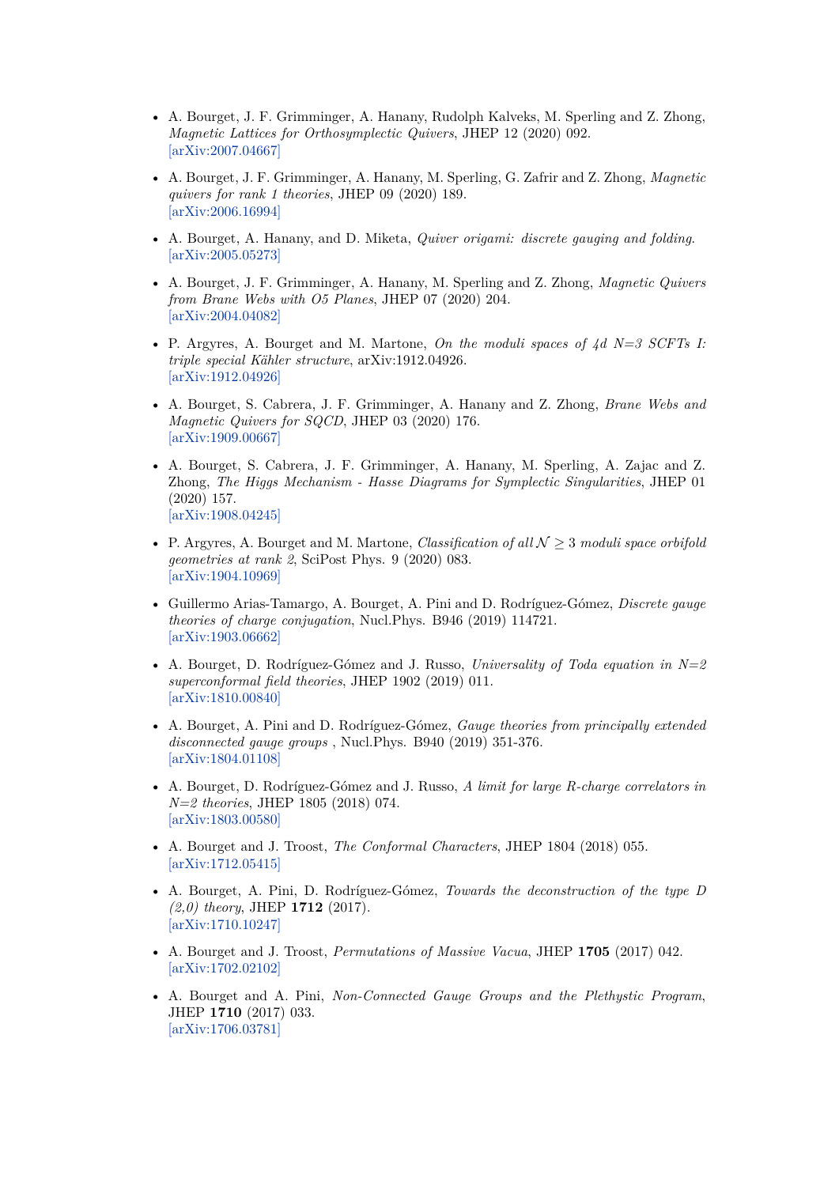- A. Bourget, J. F. Grimminger, A. Hanany, Rudolph Kalveks, M. Sperling and Z. Zhong, *Magnetic Lattices for Orthosymplectic Quivers*, JHEP 12 (2020) 092. [arXiv:2007.04667]

- A. Bourget, J. F. Grimminger, A. Hanany, M. Sperling, G. Zafrir and Z. Zhong, *Magnetic quivers for rank 1 theories*, JHEP 09 (2020) 189. [arXiv:2006.16994]

- A. Bourget, A. Hanany, and D. Miketa, *Quiver origami: discrete gauging and folding.* [arXiv:2005.05273]

- A. Bourget, J. F. Grimminger, A. Hanany, M. Sperling and Z. Zhong, *Magnetic Quivers from Brane Webs with O5 Planes*, JHEP 07 (2020) 204. [arXiv:2004.04082]

- P. Argyres, A. Bourget and M. Martone, *On the moduli spaces of 4d N=3 SCFTs I: triple special Kähler structure*, arXiv:1912.04926. [arXiv:1912.04926]

- A. Bourget, S. Cabrera, J. F. Grimminger, A. Hanany and Z. Zhong, *Brane Webs and Magnetic Quivers for SQCD*, JHEP 03 (2020) 176. [arXiv:1909.00667]

- A. Bourget, S. Cabrera, J. F. Grimminger, A. Hanany, M. Sperling, A. Zajac and Z. Zhong, *The Higgs Mechanism - Hasse Diagrams for Symplectic Singularities*, JHEP 01 (2020) 157. [arXiv:1908.04245]

- P. Argyres, A. Bourget and M. Martone, *Classification of all $\mathcal{N} \geq 3$ moduli space orbifold geometries at rank 2*, SciPost Phys. 9 (2020) 083. [arXiv:1904.10969]

- Guillermo Arias-Tamargo, A. Bourget, A. Pini and D. Rodríguez-Gómez, *Discrete gauge theories of charge conjugation*, Nucl.Phys. B946 (2019) 114721. [arXiv:1903.06662]

- A. Bourget, D. Rodríguez-Gómez and J. Russo, *Universality of Toda equation in N=2 superconformal field theories*, JHEP 1902 (2019) 011. [arXiv:1810.00840]

- A. Bourget, A. Pini and D. Rodríguez-Gómez, *Gauge theories from principally extended disconnected gauge groups* , Nucl.Phys. B940 (2019) 351-376. [arXiv:1804.01108]

- A. Bourget, D. Rodríguez-Gómez and J. Russo, *A limit for large R-charge correlators in N=2 theories*, JHEP 1805 (2018) 074. [arXiv:1803.00580]

- A. Bourget and J. Troost, *The Conformal Characters*, JHEP 1804 (2018) 055. [arXiv:1712.05415]

- A. Bourget, A. Pini, D. Rodríguez-Gómez, *Towards the deconstruction of the type D (2,0) theory*, JHEP **1712** (2017). [arXiv:1710.10247]

- A. Bourget and J. Troost, *Permutations of Massive Vacua*, JHEP **1705** (2017) 042. [arXiv:1702.02102]

- A. Bourget and A. Pini, *Non-Connected Gauge Groups and the Plethystic Program*, JHEP **1710** (2017) 033. [arXiv:1706.03781]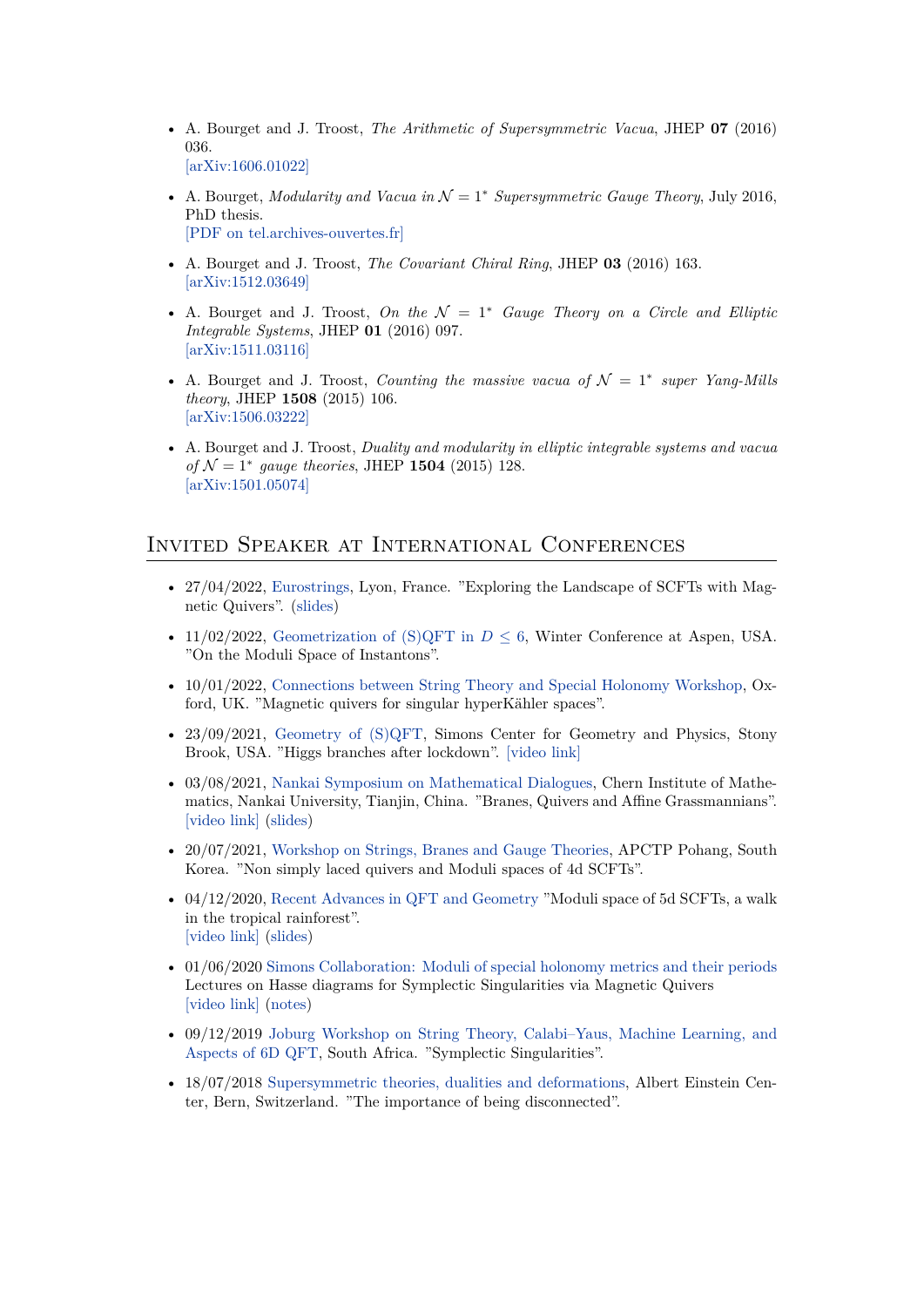- A. Bourget and J. Troost, *The Arithmetic of Supersymmetric Vacua*, JHEP **07** (2016) 036.
  [arXiv:1606.01022]

- A. Bourget, *Modularity and Vacua in $\mathcal{N} = 1^*$ Supersymmetric Gauge Theory*, July 2016, PhD thesis.
  [PDF on tel.archives-ouvertes.fr]

- A. Bourget and J. Troost, *The Covariant Chiral Ring*, JHEP **03** (2016) 163.
  [arXiv:1512.03649]

- A. Bourget and J. Troost, *On the $\mathcal{N} = 1^*$ Gauge Theory on a Circle and Elliptic Integrable Systems*, JHEP **01** (2016) 097.
  [arXiv:1511.03116]

- A. Bourget and J. Troost, *Counting the massive vacua of $\mathcal{N} = 1^*$ super Yang-Mills theory*, JHEP **1508** (2015) 106.
  [arXiv:1506.03222]

- A. Bourget and J. Troost, *Duality and modularity in elliptic integrable systems and vacua of $\mathcal{N} = 1^*$ gauge theories*, JHEP **1504** (2015) 128.
  [arXiv:1501.05074]

## Invited Speaker at International Conferences

- 27/04/2022, Eurostrings, Lyon, France. "Exploring the Landscape of SCFTs with Magnetic Quivers". (slides)

- 11/02/2022, Geometrization of (S)QFT in $D \leq 6$, Winter Conference at Aspen, USA. "On the Moduli Space of Instantons".

- 10/01/2022, Connections between String Theory and Special Holonomy Workshop, Oxford, UK. "Magnetic quivers for singular hyperKähler spaces".

- 23/09/2021, Geometry of (S)QFT, Simons Center for Geometry and Physics, Stony Brook, USA. "Higgs branches after lockdown". [video link]

- 03/08/2021, Nankai Symposium on Mathematical Dialogues, Chern Institute of Mathematics, Nankai University, Tianjin, China. "Branes, Quivers and Affine Grassmannians". [video link] (slides)

- 20/07/2021, Workshop on Strings, Branes and Gauge Theories, APCTP Pohang, South Korea. "Non simply laced quivers and Moduli spaces of 4d SCFTs".

- 04/12/2020, Recent Advances in QFT and Geometry "Moduli space of 5d SCFTs, a walk in the tropical rainforest".
  [video link] (slides)

- 01/06/2020 Simons Collaboration: Moduli of special holonomy metrics and their periods Lectures on Hasse diagrams for Symplectic Singularities via Magnetic Quivers
  [video link] (notes)

- 09/12/2019 Joburg Workshop on String Theory, Calabi–Yaus, Machine Learning, and Aspects of 6D QFT, South Africa. "Symplectic Singularities".

- 18/07/2018 Supersymmetric theories, dualities and deformations, Albert Einstein Center, Bern, Switzerland. "The importance of being disconnected".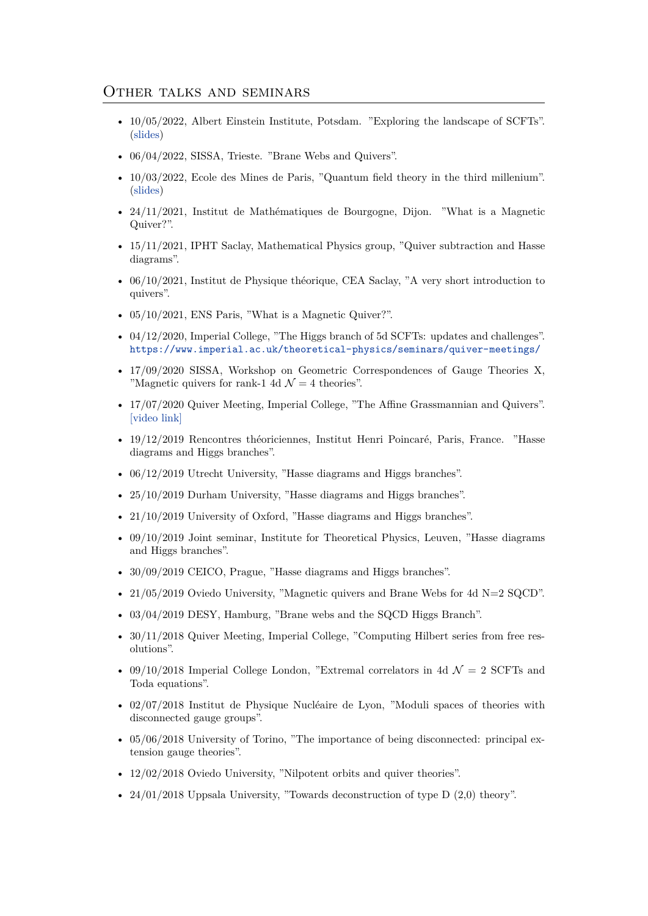## Other talks and seminars

- 10/05/2022, Albert Einstein Institute, Potsdam. "Exploring the landscape of SCFTs". (slides)
- 06/04/2022, SISSA, Trieste. "Brane Webs and Quivers".
- 10/03/2022, Ecole des Mines de Paris, "Quantum field theory in the third millenium". (slides)
- 24/11/2021, Institut de Mathématiques de Bourgogne, Dijon. "What is a Magnetic Quiver?".
- 15/11/2021, IPHT Saclay, Mathematical Physics group, "Quiver subtraction and Hasse diagrams".
- 06/10/2021, Institut de Physique théorique, CEA Saclay, "A very short introduction to quivers".
- 05/10/2021, ENS Paris, "What is a Magnetic Quiver?".
- 04/12/2020, Imperial College, "The Higgs branch of 5d SCFTs: updates and challenges". https://www.imperial.ac.uk/theoretical-physics/seminars/quiver-meetings/
- 17/09/2020 SISSA, Workshop on Geometric Correspondences of Gauge Theories X, "Magnetic quivers for rank-1 4d $\mathcal{N} = 4$ theories".
- 17/07/2020 Quiver Meeting, Imperial College, "The Affine Grassmannian and Quivers". [video link]
- 19/12/2019 Rencontres théoriciennes, Institut Henri Poincaré, Paris, France. "Hasse diagrams and Higgs branches".
- 06/12/2019 Utrecht University, "Hasse diagrams and Higgs branches".
- 25/10/2019 Durham University, "Hasse diagrams and Higgs branches".
- 21/10/2019 University of Oxford, "Hasse diagrams and Higgs branches".
- 09/10/2019 Joint seminar, Institute for Theoretical Physics, Leuven, "Hasse diagrams and Higgs branches".
- 30/09/2019 CEICO, Prague, "Hasse diagrams and Higgs branches".
- 21/05/2019 Oviedo University, "Magnetic quivers and Brane Webs for 4d N=2 SQCD".
- 03/04/2019 DESY, Hamburg, "Brane webs and the SQCD Higgs Branch".
- 30/11/2018 Quiver Meeting, Imperial College, "Computing Hilbert series from free resolutions".
- 09/10/2018 Imperial College London, "Extremal correlators in 4d $\mathcal{N} = 2$ SCFTs and Toda equations".
- 02/07/2018 Institut de Physique Nucléaire de Lyon, "Moduli spaces of theories with disconnected gauge groups".
- 05/06/2018 University of Torino, "The importance of being disconnected: principal extension gauge theories".
- 12/02/2018 Oviedo University, "Nilpotent orbits and quiver theories".
- 24/01/2018 Uppsala University, "Towards deconstruction of type D (2,0) theory".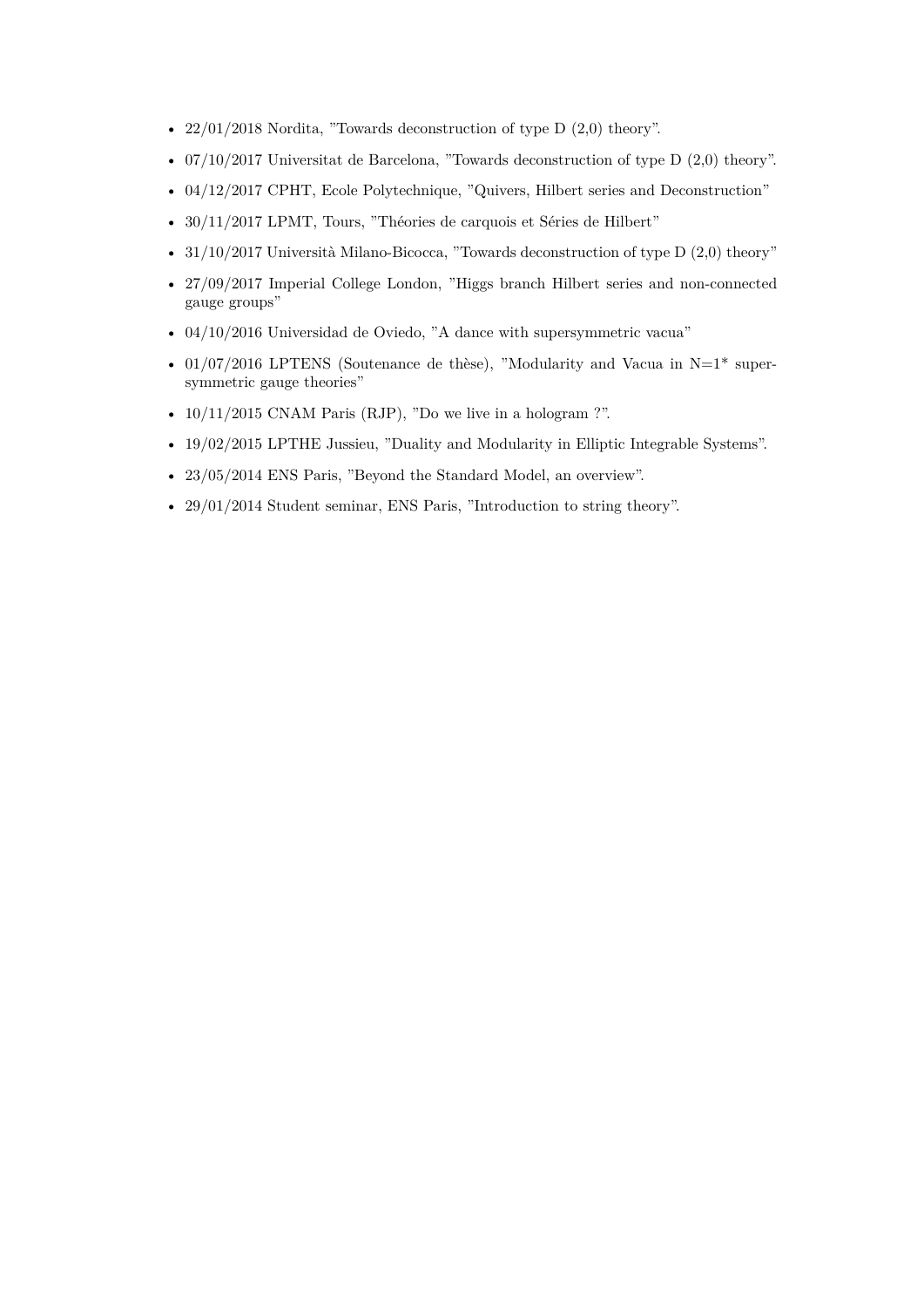- 22/01/2018 Nordita, ”Towards deconstruction of type D (2,0) theory”.
- 07/10/2017 Universitat de Barcelona, ”Towards deconstruction of type D (2,0) theory”.
- 04/12/2017 CPHT, Ecole Polytechnique, ”Quivers, Hilbert series and Deconstruction”
- 30/11/2017 LPMT, Tours, ”Théories de carquois et Séries de Hilbert”
- 31/10/2017 Università Milano-Bicocca, ”Towards deconstruction of type D (2,0) theory”
- 27/09/2017 Imperial College London, ”Higgs branch Hilbert series and non-connected gauge groups”
- 04/10/2016 Universidad de Oviedo, ”A dance with supersymmetric vacua”
- 01/07/2016 LPTENS (Soutenance de thèse), ”Modularity and Vacua in N=1* supersymmetric gauge theories”
- 10/11/2015 CNAM Paris (RJP), ”Do we live in a hologram ?”.
- 19/02/2015 LPTHE Jussieu, ”Duality and Modularity in Elliptic Integrable Systems”.
- 23/05/2014 ENS Paris, ”Beyond the Standard Model, an overview”.
- 29/01/2014 Student seminar, ENS Paris, ”Introduction to string theory”.